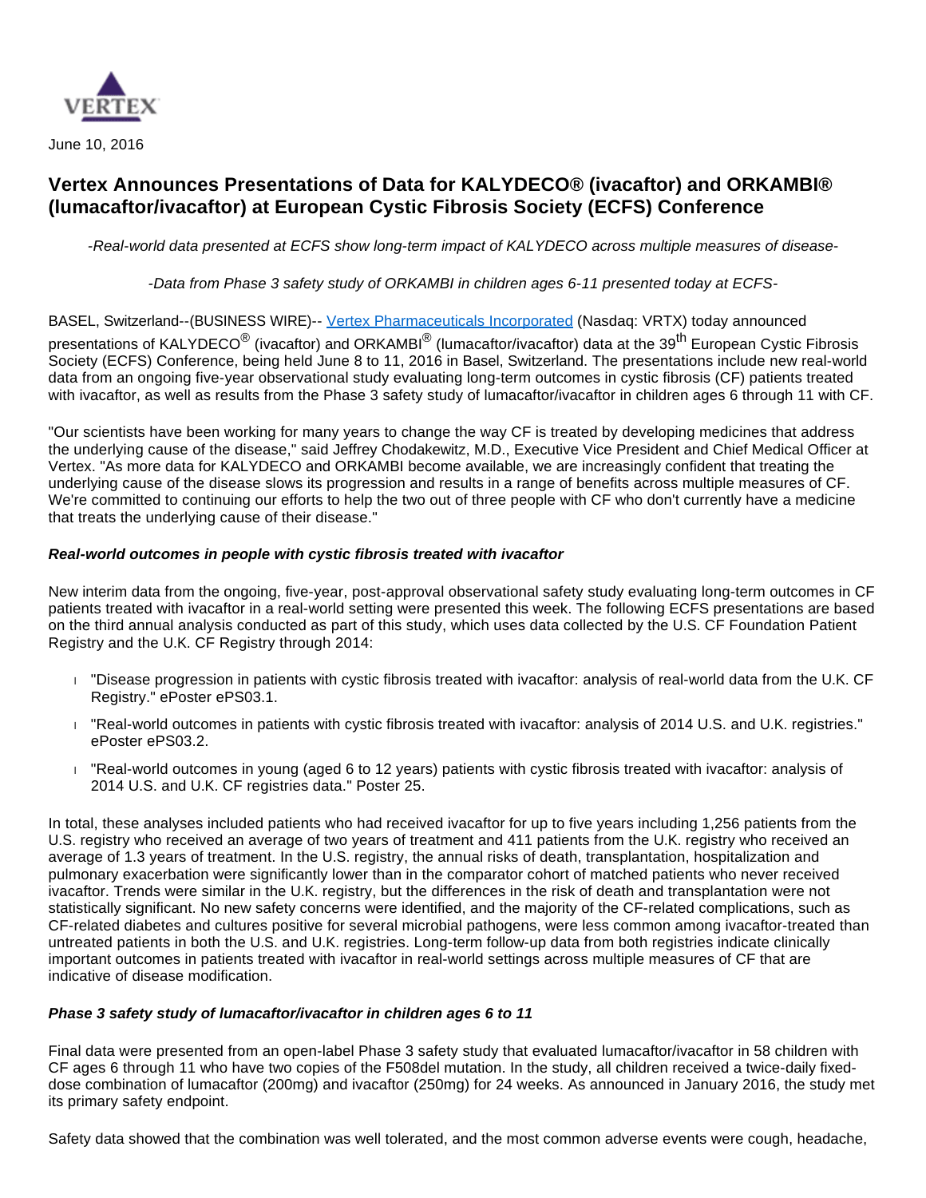VERTEX

June 10, 2016

# Vertex Announces Presentations of Data for KALYDECO® (ivacaftor) and ORKAMBI® (lumacaftor/ivacaftor) at European Cystic Fibrosis Society (ECFS) Conference

*-Real-world data presented at ECFS show long-term impact of KALYDECO across multiple measures of disease-*

*-Data from Phase 3 safety study of ORKAMBI in children ages 6-11 presented today at ECFS-*

BASEL, Switzerland--(BUSINESS WIRE)-- Vertex Pharmaceuticals Incorporated (Nasdaq: VRTX) today announced presentations of KALYDECO® (ivacaftor) and ORKAMBI® (lumacaftor/ivacaftor) data at the 39th European Cystic Fibrosis Society (ECFS) Conference, being held June 8 to 11, 2016 in Basel, Switzerland. The presentations include new real-world data from an ongoing five-year observational study evaluating long-term outcomes in cystic fibrosis (CF) patients treated with ivacaftor, as well as results from the Phase 3 safety study of lumacaftor/ivacaftor in children ages 6 through 11 with CF.

"Our scientists have been working for many years to change the way CF is treated by developing medicines that address the underlying cause of the disease," said Jeffrey Chodakewitz, M.D., Executive Vice President and Chief Medical Officer at Vertex. "As more data for KALYDECO and ORKAMBI become available, we are increasingly confident that treating the underlying cause of the disease slows its progression and results in a range of benefits across multiple measures of CF. We're committed to continuing our efforts to help the two out of three people with CF who don't currently have a medicine that treats the underlying cause of their disease."

### ***Real-world outcomes in people with cystic fibrosis treated with ivacaftor***

New interim data from the ongoing, five-year, post-approval observational safety study evaluating long-term outcomes in CF patients treated with ivacaftor in a real-world setting were presented this week. The following ECFS presentations are based on the third annual analysis conducted as part of this study, which uses data collected by the U.S. CF Foundation Patient Registry and the U.K. CF Registry through 2014:

- "Disease progression in patients with cystic fibrosis treated with ivacaftor: analysis of real-world data from the U.K. CF Registry." ePoster ePS03.1.
- "Real-world outcomes in patients with cystic fibrosis treated with ivacaftor: analysis of 2014 U.S. and U.K. registries." ePoster ePS03.2.
- "Real-world outcomes in young (aged 6 to 12 years) patients with cystic fibrosis treated with ivacaftor: analysis of 2014 U.S. and U.K. CF registries data." Poster 25.

In total, these analyses included patients who had received ivacaftor for up to five years including 1,256 patients from the U.S. registry who received an average of two years of treatment and 411 patients from the U.K. registry who received an average of 1.3 years of treatment. In the U.S. registry, the annual risks of death, transplantation, hospitalization and pulmonary exacerbation were significantly lower than in the comparator cohort of matched patients who never received ivacaftor. Trends were similar in the U.K. registry, but the differences in the risk of death and transplantation were not statistically significant. No new safety concerns were identified, and the majority of the CF-related complications, such as CF-related diabetes and cultures positive for several microbial pathogens, were less common among ivacaftor-treated than untreated patients in both the U.S. and U.K. registries. Long-term follow-up data from both registries indicate clinically important outcomes in patients treated with ivacaftor in real-world settings across multiple measures of CF that are indicative of disease modification.

### ***Phase 3 safety study of lumacaftor/ivacaftor in children ages 6 to 11***

Final data were presented from an open-label Phase 3 safety study that evaluated lumacaftor/ivacaftor in 58 children with CF ages 6 through 11 who have two copies of the F508del mutation. In the study, all children received a twice-daily fixed-dose combination of lumacaftor (200mg) and ivacaftor (250mg) for 24 weeks. As announced in January 2016, the study met its primary safety endpoint.

Safety data showed that the combination was well tolerated, and the most common adverse events were cough, headache,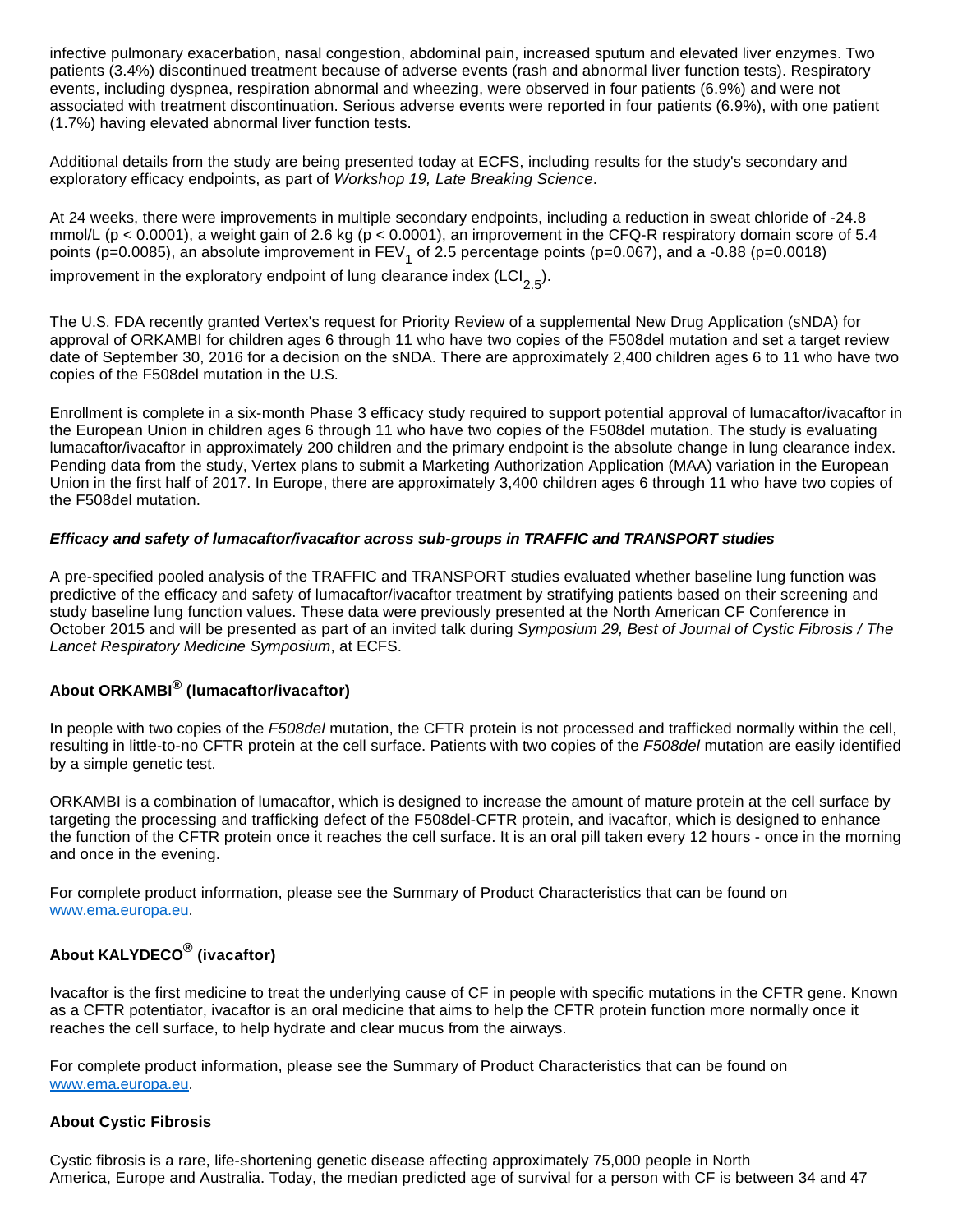infective pulmonary exacerbation, nasal congestion, abdominal pain, increased sputum and elevated liver enzymes. Two patients (3.4%) discontinued treatment because of adverse events (rash and abnormal liver function tests). Respiratory events, including dyspnea, respiration abnormal and wheezing, were observed in four patients (6.9%) and were not associated with treatment discontinuation. Serious adverse events were reported in four patients (6.9%), with one patient (1.7%) having elevated abnormal liver function tests.

Additional details from the study are being presented today at ECFS, including results for the study's secondary and exploratory efficacy endpoints, as part of *Workshop 19, Late Breaking Science*.

At 24 weeks, there were improvements in multiple secondary endpoints, including a reduction in sweat chloride of -24.8 mmol/L ($p < 0.0001$), a weight gain of 2.6 kg ($p < 0.0001$), an improvement in the CFQ-R respiratory domain score of 5.4 points (p=0.0085), an absolute improvement in $FEV_1$ of 2.5 percentage points (p=0.067), and a -0.88 (p=0.0018) improvement in the exploratory endpoint of lung clearance index ($LCI_{2.5}$).

The U.S. FDA recently granted Vertex's request for Priority Review of a supplemental New Drug Application (sNDA) for approval of ORKAMBI for children ages 6 through 11 who have two copies of the F508del mutation and set a target review date of September 30, 2016 for a decision on the sNDA. There are approximately 2,400 children ages 6 to 11 who have two copies of the F508del mutation in the U.S.

Enrollment is complete in a six-month Phase 3 efficacy study required to support potential approval of lumacaftor/ivacaftor in the European Union in children ages 6 through 11 who have two copies of the F508del mutation. The study is evaluating lumacaftor/ivacaftor in approximately 200 children and the primary endpoint is the absolute change in lung clearance index. Pending data from the study, Vertex plans to submit a Marketing Authorization Application (MAA) variation in the European Union in the first half of 2017. In Europe, there are approximately 3,400 children ages 6 through 11 who have two copies of the F508del mutation.

***Efficacy and safety of lumacaftor/ivacaftor across sub-groups in TRAFFIC and TRANSPORT studies***

A pre-specified pooled analysis of the TRAFFIC and TRANSPORT studies evaluated whether baseline lung function was predictive of the efficacy and safety of lumacaftor/ivacaftor treatment by stratifying patients based on their screening and study baseline lung function values. These data were previously presented at the North American CF Conference in October 2015 and will be presented as part of an invited talk during *Symposium 29, Best of Journal of Cystic Fibrosis / The Lancet Respiratory Medicine Symposium*, at ECFS.

**About ORKAMBI® (lumacaftor/ivacaftor)**

In people with two copies of the *F508del* mutation, the CFTR protein is not processed and trafficked normally within the cell, resulting in little-to-no CFTR protein at the cell surface. Patients with two copies of the *F508del* mutation are easily identified by a simple genetic test.

ORKAMBI is a combination of lumacaftor, which is designed to increase the amount of mature protein at the cell surface by targeting the processing and trafficking defect of the F508del-CFTR protein, and ivacaftor, which is designed to enhance the function of the CFTR protein once it reaches the cell surface. It is an oral pill taken every 12 hours - once in the morning and once in the evening.

For complete product information, please see the Summary of Product Characteristics that can be found on www.ema.europa.eu.

**About KALYDECO® (ivacaftor)**

Ivacaftor is the first medicine to treat the underlying cause of CF in people with specific mutations in the CFTR gene. Known as a CFTR potentiator, ivacaftor is an oral medicine that aims to help the CFTR protein function more normally once it reaches the cell surface, to help hydrate and clear mucus from the airways.

For complete product information, please see the Summary of Product Characteristics that can be found on www.ema.europa.eu.

**About Cystic Fibrosis**

Cystic fibrosis is a rare, life-shortening genetic disease affecting approximately 75,000 people in North America, Europe and Australia. Today, the median predicted age of survival for a person with CF is between 34 and 47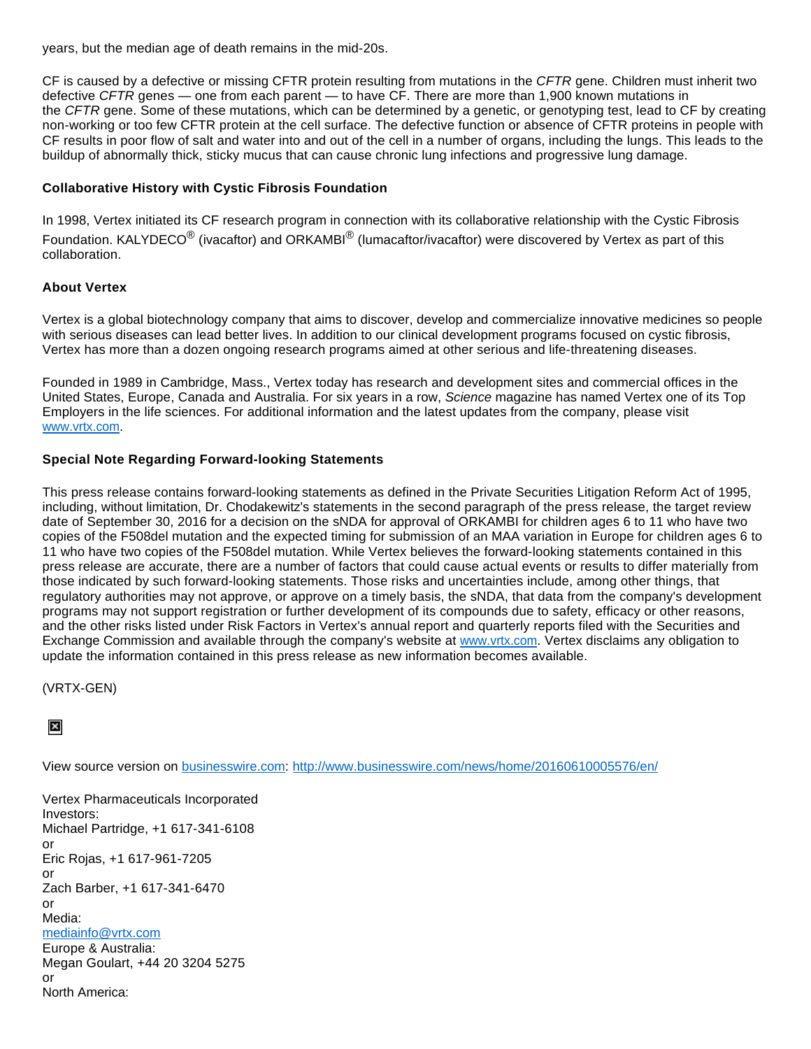years, but the median age of death remains in the mid-20s.

CF is caused by a defective or missing CFTR protein resulting from mutations in the *CFTR* gene. Children must inherit two defective *CFTR* genes — one from each parent — to have CF. There are more than 1,900 known mutations in the *CFTR* gene. Some of these mutations, which can be determined by a genetic, or genotyping test, lead to CF by creating non-working or too few CFTR protein at the cell surface. The defective function or absence of CFTR proteins in people with CF results in poor flow of salt and water into and out of the cell in a number of organs, including the lungs. This leads to the buildup of abnormally thick, sticky mucus that can cause chronic lung infections and progressive lung damage.

**Collaborative History with Cystic Fibrosis Foundation**

In 1998, Vertex initiated its CF research program in connection with its collaborative relationship with the Cystic Fibrosis Foundation. KALYDECO® (ivacaftor) and ORKAMBI® (lumacaftor/ivacaftor) were discovered by Vertex as part of this collaboration.

**About Vertex**

Vertex is a global biotechnology company that aims to discover, develop and commercialize innovative medicines so people with serious diseases can lead better lives. In addition to our clinical development programs focused on cystic fibrosis, Vertex has more than a dozen ongoing research programs aimed at other serious and life-threatening diseases.

Founded in 1989 in Cambridge, Mass., Vertex today has research and development sites and commercial offices in the United States, Europe, Canada and Australia. For six years in a row, *Science* magazine has named Vertex one of its Top Employers in the life sciences. For additional information and the latest updates from the company, please visit [www.vrtx.com](http://www.vrtx.com).

**Special Note Regarding Forward-looking Statements**

This press release contains forward-looking statements as defined in the Private Securities Litigation Reform Act of 1995, including, without limitation, Dr. Chodakewitz's statements in the second paragraph of the press release, the target review date of September 30, 2016 for a decision on the sNDA for approval of ORKAMBI for children ages 6 to 11 who have two copies of the F508del mutation and the expected timing for submission of an MAA variation in Europe for children ages 6 to 11 who have two copies of the F508del mutation. While Vertex believes the forward-looking statements contained in this press release are accurate, there are a number of factors that could cause actual events or results to differ materially from those indicated by such forward-looking statements. Those risks and uncertainties include, among other things, that regulatory authorities may not approve, or approve on a timely basis, the sNDA, that data from the company's development programs may not support registration or further development of its compounds due to safety, efficacy or other reasons, and the other risks listed under Risk Factors in Vertex's annual report and quarterly reports filed with the Securities and Exchange Commission and available through the company's website at [www.vrtx.com](http://www.vrtx.com). Vertex disclaims any obligation to update the information contained in this press release as new information becomes available.

(VRTX-GEN)

View source version on [businesswire.com](http://businesswire.com): [http://www.businesswire.com/news/home/20160610005576/en/](http://www.businesswire.com/news/home/20160610005576/en/)

Vertex Pharmaceuticals Incorporated
Investors:
Michael Partridge, +1 617-341-6108
or
Eric Rojas, +1 617-961-7205
or
Zach Barber, +1 617-341-6470
or
Media:
[mediainfo@vrtx.com](mailto:mediainfo@vrtx.com)
Europe & Australia:
Megan Goulart, +44 20 3204 5275
or
North America: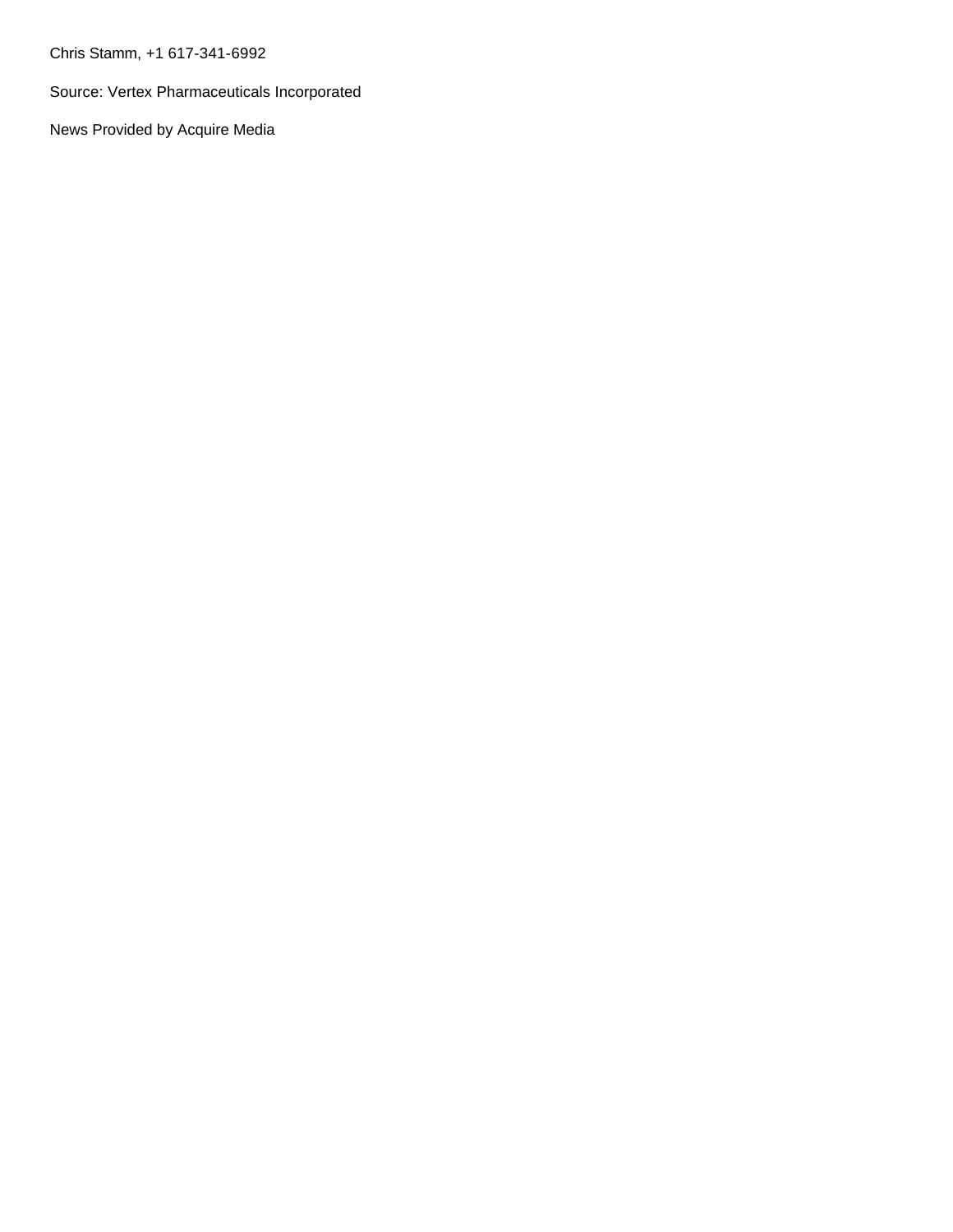Chris Stamm, +1 617-341-6992

Source: Vertex Pharmaceuticals Incorporated

News Provided by Acquire Media